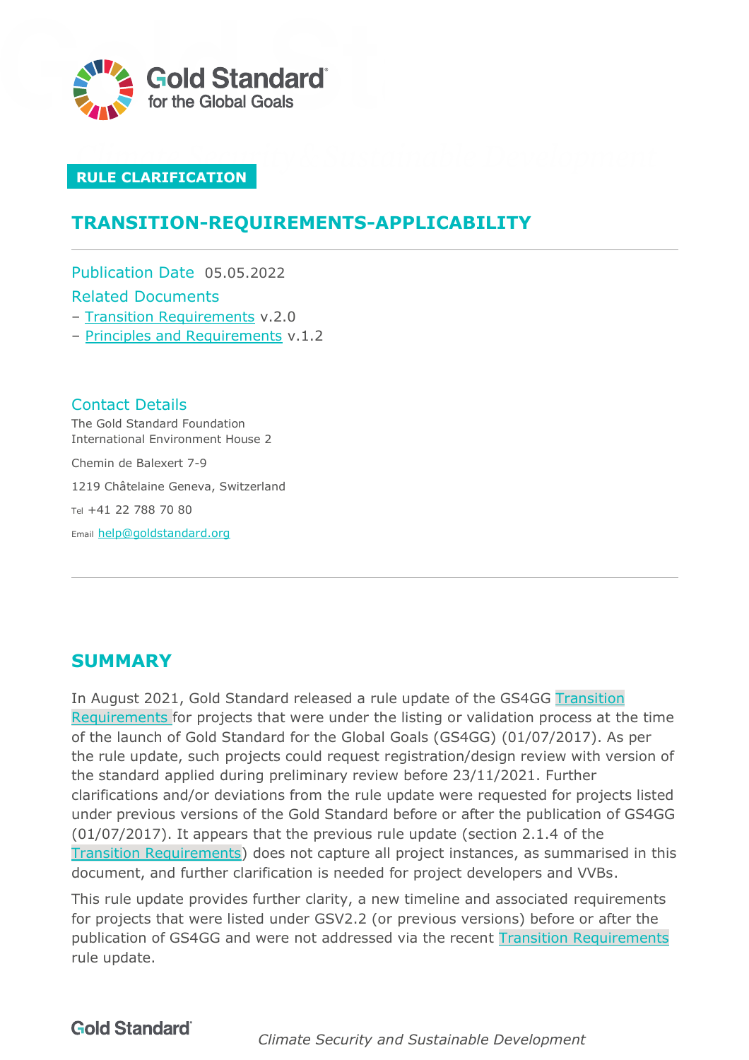Gold Standard
for the Global Goals

**RULE CLARIFICATION**

# TRANSITION-REQUIREMENTS-APPLICABILITY

Publication Date 05.05.2022

Related Documents

- [Transition Requirements](#) v.2.0
- [Principles and Requirements](#) v.1.2

Contact Details

The Gold Standard Foundation
International Environment House 2

Chemin de Balexert 7-9

1219 Châtelaine Geneva, Switzerland

Tel +41 22 788 70 80

Email help@goldstandard.org

## SUMMARY

In August 2021, Gold Standard released a rule update of the GS4GG Transition Requirements for projects that were under the listing or validation process at the time of the launch of Gold Standard for the Global Goals (GS4GG) (01/07/2017). As per the rule update, such projects could request registration/design review with version of the standard applied during preliminary review before 23/11/2021. Further clarifications and/or deviations from the rule update were requested for projects listed under previous versions of the Gold Standard before or after the publication of GS4GG (01/07/2017). It appears that the previous rule update (section 2.1.4 of the Transition Requirements) does not capture all project instances, as summarised in this document, and further clarification is needed for project developers and VVBs.

This rule update provides further clarity, a new timeline and associated requirements for projects that were listed under GSV2.2 (or previous versions) before or after the publication of GS4GG and were not addressed via the recent Transition Requirements rule update.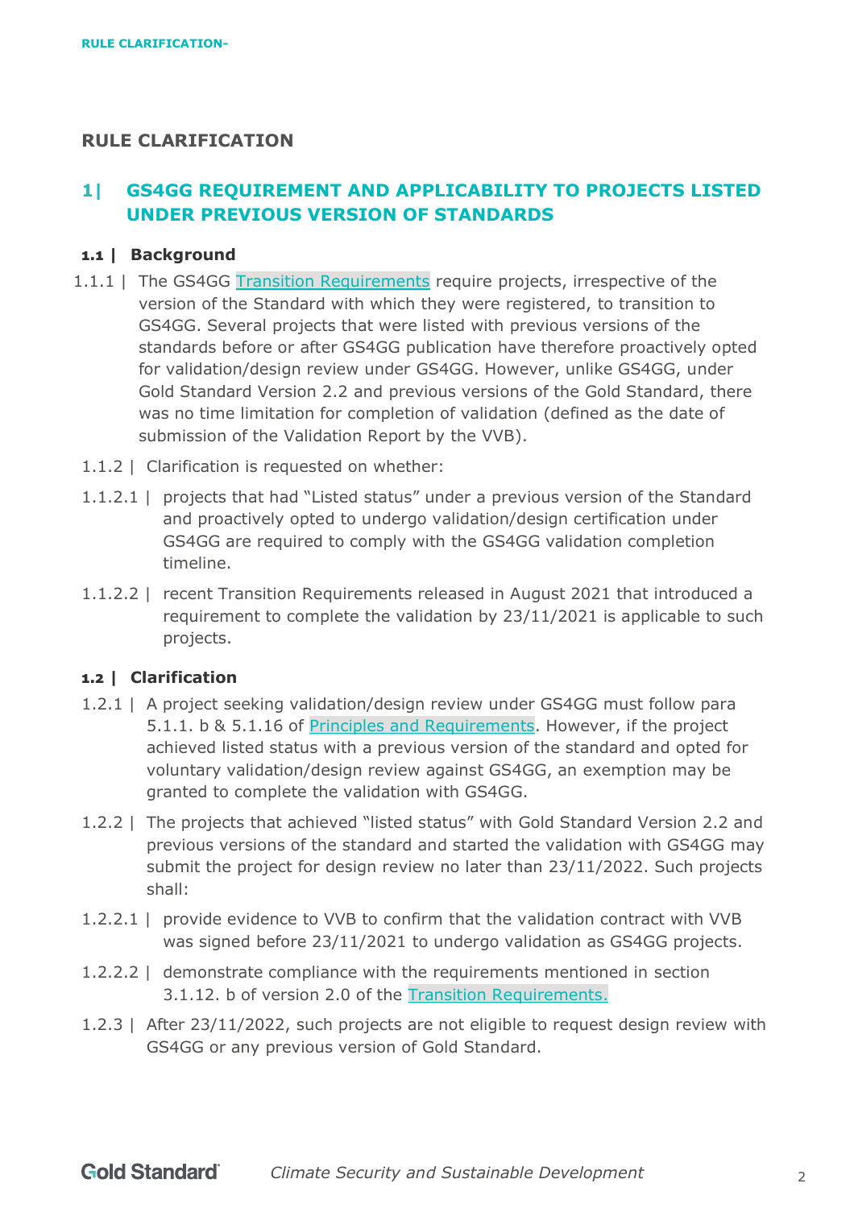# RULE CLARIFICATION

## 1| GS4GG REQUIREMENT AND APPLICABILITY TO PROJECTS LISTED UNDER PREVIOUS VERSION OF STANDARDS

### 1.1 | Background

1.1.1 | The GS4GG Transition Requirements require projects, irrespective of the version of the Standard with which they were registered, to transition to GS4GG. Several projects that were listed with previous versions of the standards before or after GS4GG publication have therefore proactively opted for validation/design review under GS4GG. However, unlike GS4GG, under Gold Standard Version 2.2 and previous versions of the Gold Standard, there was no time limitation for completion of validation (defined as the date of submission of the Validation Report by the VVB).

1.1.2 | Clarification is requested on whether:

1.1.2.1 | projects that had "Listed status" under a previous version of the Standard and proactively opted to undergo validation/design certification under GS4GG are required to comply with the GS4GG validation completion timeline.

1.1.2.2 | recent Transition Requirements released in August 2021 that introduced a requirement to complete the validation by 23/11/2021 is applicable to such projects.

### 1.2 | Clarification

1.2.1 | A project seeking validation/design review under GS4GG must follow para 5.1.1. b & 5.1.16 of Principles and Requirements. However, if the project achieved listed status with a previous version of the standard and opted for voluntary validation/design review against GS4GG, an exemption may be granted to complete the validation with GS4GG.

1.2.2 | The projects that achieved "listed status" with Gold Standard Version 2.2 and previous versions of the standard and started the validation with GS4GG may submit the project for design review no later than 23/11/2022. Such projects shall:

1.2.2.1 | provide evidence to VVB to confirm that the validation contract with VVB was signed before 23/11/2021 to undergo validation as GS4GG projects.

1.2.2.2 | demonstrate compliance with the requirements mentioned in section 3.1.12. b of version 2.0 of the Transition Requirements.

1.2.3 | After 23/11/2022, such projects are not eligible to request design review with GS4GG or any previous version of Gold Standard.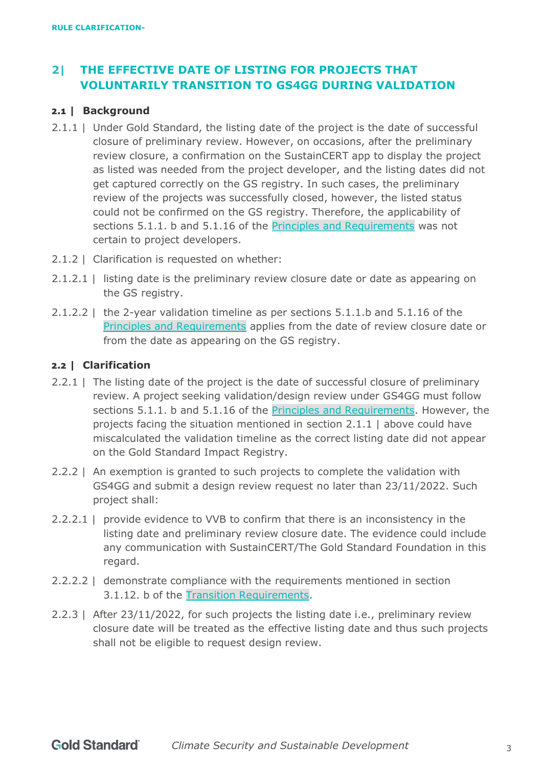## 2| THE EFFECTIVE DATE OF LISTING FOR PROJECTS THAT VOLUNTARILY TRANSITION TO GS4GG DURING VALIDATION

### 2.1 | Background

2.1.1 | Under Gold Standard, the listing date of the project is the date of successful closure of preliminary review. However, on occasions, after the preliminary review closure, a confirmation on the SustainCERT app to display the project as listed was needed from the project developer, and the listing dates did not get captured correctly on the GS registry. In such cases, the preliminary review of the projects was successfully closed, however, the listed status could not be confirmed on the GS registry. Therefore, the applicability of sections 5.1.1. b and 5.1.16 of the Principles and Requirements was not certain to project developers.

2.1.2 | Clarification is requested on whether:

2.1.2.1 | listing date is the preliminary review closure date or date as appearing on the GS registry.

2.1.2.2 | the 2-year validation timeline as per sections 5.1.1.b and 5.1.16 of the Principles and Requirements applies from the date of review closure date or from the date as appearing on the GS registry.

### 2.2 | Clarification

2.2.1 | The listing date of the project is the date of successful closure of preliminary review. A project seeking validation/design review under GS4GG must follow sections 5.1.1. b and 5.1.16 of the Principles and Requirements. However, the projects facing the situation mentioned in section 2.1.1 | above could have miscalculated the validation timeline as the correct listing date did not appear on the Gold Standard Impact Registry.

2.2.2 | An exemption is granted to such projects to complete the validation with GS4GG and submit a design review request no later than 23/11/2022. Such project shall:

2.2.2.1 | provide evidence to VVB to confirm that there is an inconsistency in the listing date and preliminary review closure date. The evidence could include any communication with SustainCERT/The Gold Standard Foundation in this regard.

2.2.2.2 | demonstrate compliance with the requirements mentioned in section 3.1.12. b of the Transition Requirements.

2.2.3 | After 23/11/2022, for such projects the listing date i.e., preliminary review closure date will be treated as the effective listing date and thus such projects shall not be eligible to request design review.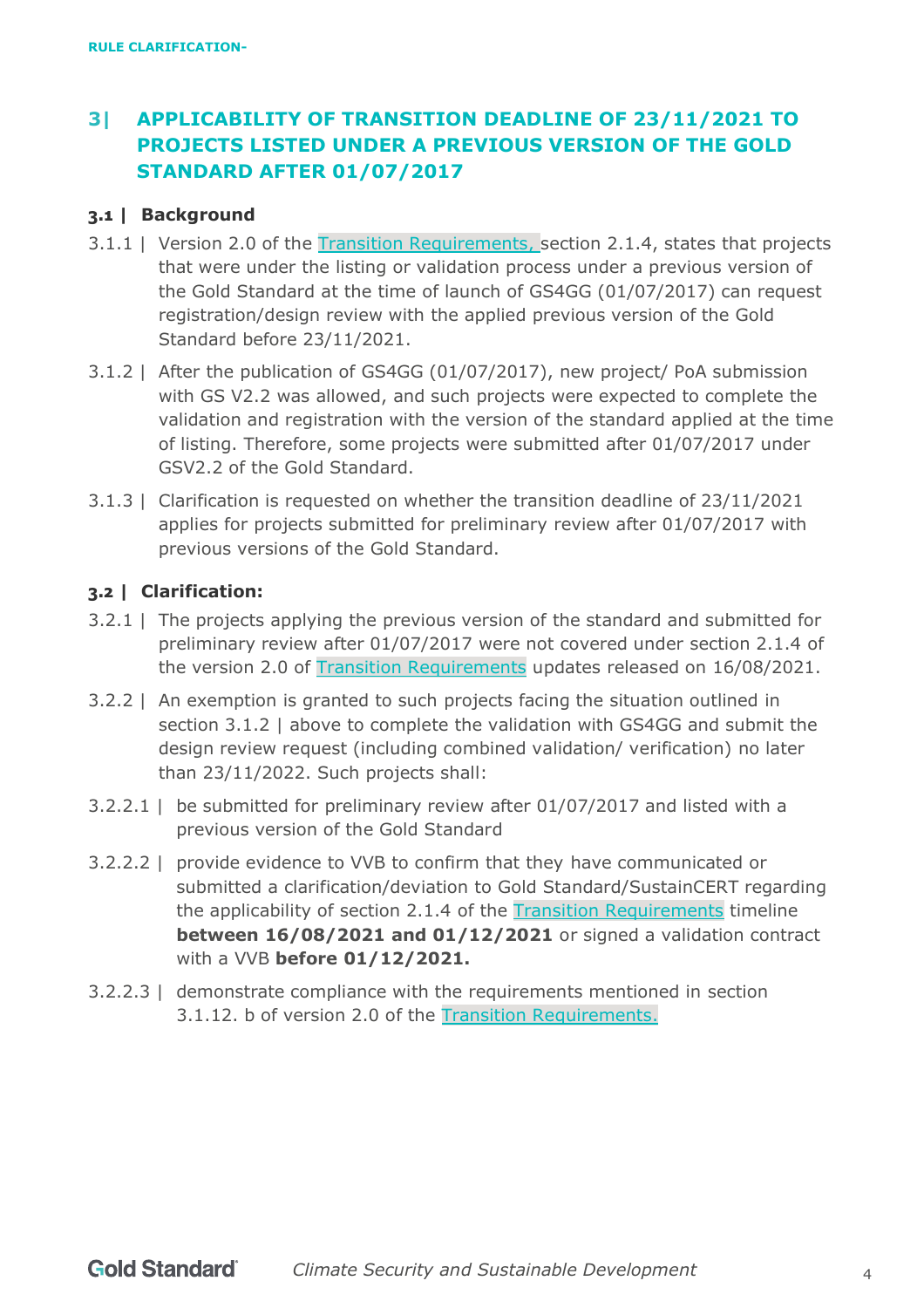## 3| APPLICABILITY OF TRANSITION DEADLINE OF 23/11/2021 TO PROJECTS LISTED UNDER A PREVIOUS VERSION OF THE GOLD STANDARD AFTER 01/07/2017

### 3.1 | Background

3.1.1 | Version 2.0 of the Transition Requirements, section 2.1.4, states that projects that were under the listing or validation process under a previous version of the Gold Standard at the time of launch of GS4GG (01/07/2017) can request registration/design review with the applied previous version of the Gold Standard before 23/11/2021.

3.1.2 | After the publication of GS4GG (01/07/2017), new project/ PoA submission with GS V2.2 was allowed, and such projects were expected to complete the validation and registration with the version of the standard applied at the time of listing. Therefore, some projects were submitted after 01/07/2017 under GSV2.2 of the Gold Standard.

3.1.3 | Clarification is requested on whether the transition deadline of 23/11/2021 applies for projects submitted for preliminary review after 01/07/2017 with previous versions of the Gold Standard.

### 3.2 | Clarification:

3.2.1 | The projects applying the previous version of the standard and submitted for preliminary review after 01/07/2017 were not covered under section 2.1.4 of the version 2.0 of Transition Requirements updates released on 16/08/2021.

3.2.2 | An exemption is granted to such projects facing the situation outlined in section 3.1.2 | above to complete the validation with GS4GG and submit the design review request (including combined validation/ verification) no later than 23/11/2022. Such projects shall:

3.2.2.1 | be submitted for preliminary review after 01/07/2017 and listed with a previous version of the Gold Standard

3.2.2.2 | provide evidence to VVB to confirm that they have communicated or submitted a clarification/deviation to Gold Standard/SustainCERT regarding the applicability of section 2.1.4 of the Transition Requirements timeline **between 16/08/2021 and 01/12/2021** or signed a validation contract with a VVB **before 01/12/2021.**

3.2.2.3 | demonstrate compliance with the requirements mentioned in section 3.1.12. b of version 2.0 of the Transition Requirements.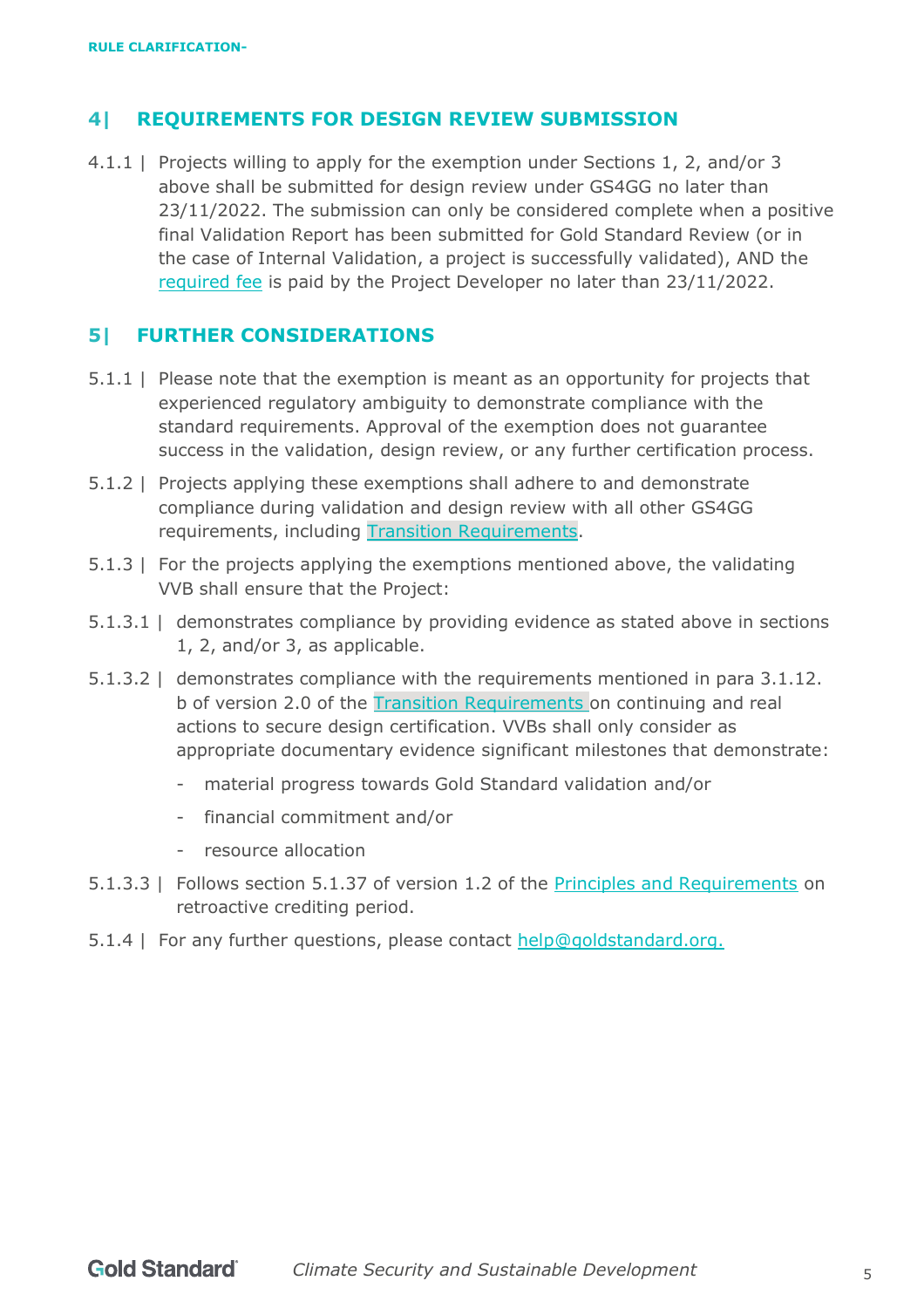## 4| REQUIREMENTS FOR DESIGN REVIEW SUBMISSION

4.1.1 | Projects willing to apply for the exemption under Sections 1, 2, and/or 3 above shall be submitted for design review under GS4GG no later than 23/11/2022. The submission can only be considered complete when a positive final Validation Report has been submitted for Gold Standard Review (or in the case of Internal Validation, a project is successfully validated), AND the required fee is paid by the Project Developer no later than 23/11/2022.

## 5| FURTHER CONSIDERATIONS

5.1.1 | Please note that the exemption is meant as an opportunity for projects that experienced regulatory ambiguity to demonstrate compliance with the standard requirements. Approval of the exemption does not guarantee success in the validation, design review, or any further certification process.

5.1.2 | Projects applying these exemptions shall adhere to and demonstrate compliance during validation and design review with all other GS4GG requirements, including Transition Requirements.

5.1.3 | For the projects applying the exemptions mentioned above, the validating VVB shall ensure that the Project:

5.1.3.1 | demonstrates compliance by providing evidence as stated above in sections 1, 2, and/or 3, as applicable.

5.1.3.2 | demonstrates compliance with the requirements mentioned in para 3.1.12. b of version 2.0 of the Transition Requirements on continuing and real actions to secure design certification. VVBs shall only consider as appropriate documentary evidence significant milestones that demonstrate:

- material progress towards Gold Standard validation and/or
- financial commitment and/or
- resource allocation

5.1.3.3 | Follows section 5.1.37 of version 1.2 of the Principles and Requirements on retroactive crediting period.

5.1.4 | For any further questions, please contact help@goldstandard.org.